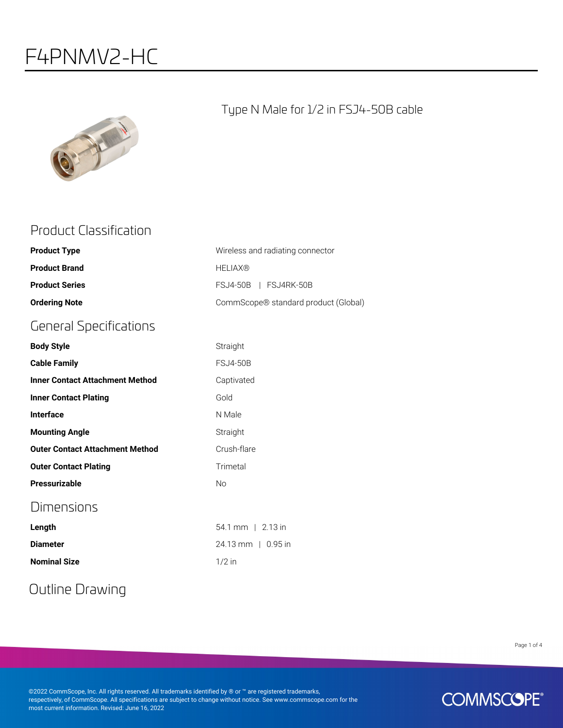# F4PNMV2-HC

Type N Male for 1/2 in FSJ4-50B cable

## Product Classification

| | |
|---|---|
| **Product Type** | Wireless and radiating connector |
| **Product Brand** | HELIAX® |
| **Product Series** | FSJ4-50B \| FSJ4RK-50B |
| **Ordering Note** | CommScope® standard product (Global) |

## General Specifications

| | |
|---|---|
| **Body Style** | Straight |
| **Cable Family** | FSJ4-50B |
| **Inner Contact Attachment Method** | Captivated |
| **Inner Contact Plating** | Gold |
| **Interface** | N Male |
| **Mounting Angle** | Straight |
| **Outer Contact Attachment Method** | Crush-flare |
| **Outer Contact Plating** | Trimetal |
| **Pressurizable** | No |

## Dimensions

| | |
|---|---|
| **Length** | 54.1 mm \| 2.13 in |
| **Diameter** | 24.13 mm \| 0.95 in |
| **Nominal Size** | 1/2 in |

## Outline Drawing

©2022 CommScope, Inc. All rights reserved. All trademarks identified by ® or ™ are registered trademarks, respectively, of CommScope. All specifications are subject to change without notice. See www.commscope.com for the most current information. Revised: June 16, 2022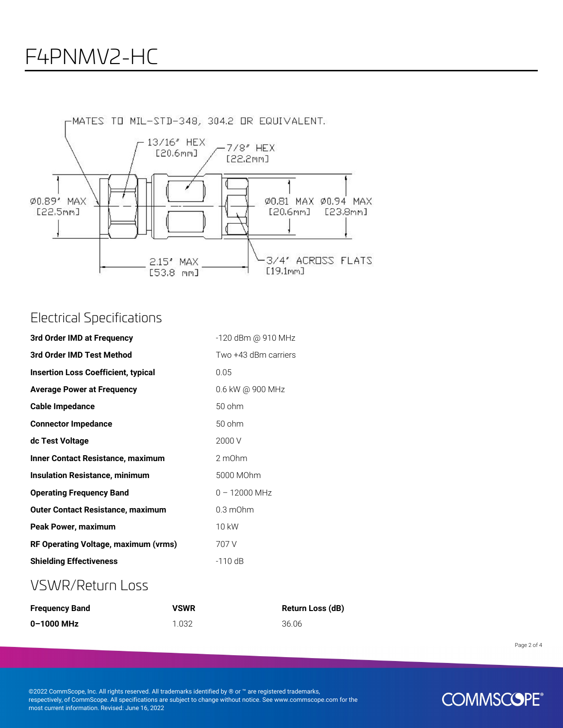# F4PNMV2-HC

MATES TO MIL-STD-348, 304.2 OR EQUIVALENT.

13/16" HEX [20.6mm]

7/8" HEX [22.2mm]

Ø0.89" MAX [22.5mm]

Ø0.81 MAX [20.6mm]

Ø0.94 MAX [23.8mm]

2.15" MAX [53.8 mm]

3/4" ACROSS FLATS [19.1mm]

## Electrical Specifications

| | |
|---|---|
| **3rd Order IMD at Frequency** | -120 dBm @ 910 MHz |
| **3rd Order IMD Test Method** | Two +43 dBm carriers |
| **Insertion Loss Coefficient, typical** | 0.05 |
| **Average Power at Frequency** | 0.6 kW @ 900 MHz |
| **Cable Impedance** | 50 ohm |
| **Connector Impedance** | 50 ohm |
| **dc Test Voltage** | 2000 V |
| **Inner Contact Resistance, maximum** | 2 mOhm |
| **Insulation Resistance, minimum** | 5000 MOhm |
| **Operating Frequency Band** | 0 – 12000 MHz |
| **Outer Contact Resistance, maximum** | 0.3 mOhm |
| **Peak Power, maximum** | 10 kW |
| **RF Operating Voltage, maximum (vrms)** | 707 V |
| **Shielding Effectiveness** | -110 dB |

## VSWR/Return Loss

| Frequency Band | VSWR | Return Loss (dB) |
|---|---|---|
| **0–1000 MHz** | 1.032 | 36.06 |

©2022 CommScope, Inc. All rights reserved. All trademarks identified by ® or ™ are registered trademarks, respectively, of CommScope. All specifications are subject to change without notice. See www.commscope.com for the most current information. Revised: June 16, 2022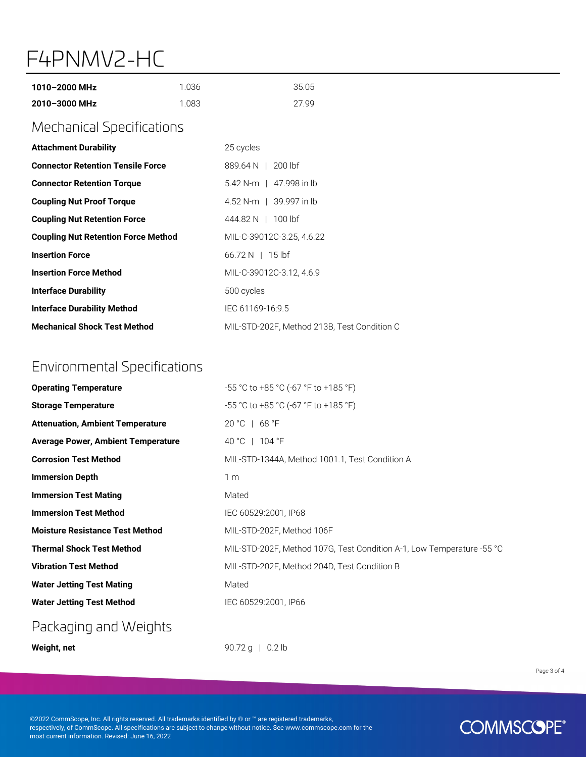# F4PNMV2-HC

| | | |
|---|---|---|
| **1010–2000 MHz** | 1.036 | 35.05 |
| **2010–3000 MHz** | 1.083 | 27.99 |

## Mechanical Specifications

| | |
|---|---|
| **Attachment Durability** | 25 cycles |
| **Connector Retention Tensile Force** | 889.64 N \| 200 lbf |
| **Connector Retention Torque** | 5.42 N-m \| 47.998 in lb |
| **Coupling Nut Proof Torque** | 4.52 N-m \| 39.997 in lb |
| **Coupling Nut Retention Force** | 444.82 N \| 100 lbf |
| **Coupling Nut Retention Force Method** | MIL-C-39012C-3.25, 4.6.22 |
| **Insertion Force** | 66.72 N \| 15 lbf |
| **Insertion Force Method** | MIL-C-39012C-3.12, 4.6.9 |
| **Interface Durability** | 500 cycles |
| **Interface Durability Method** | IEC 61169-16:9.5 |
| **Mechanical Shock Test Method** | MIL-STD-202F, Method 213B, Test Condition C |

## Environmental Specifications

| | |
|---|---|
| **Operating Temperature** | -55 °C to +85 °C (-67 °F to +185 °F) |
| **Storage Temperature** | -55 °C to +85 °C (-67 °F to +185 °F) |
| **Attenuation, Ambient Temperature** | 20 °C \| 68 °F |
| **Average Power, Ambient Temperature** | 40 °C \| 104 °F |
| **Corrosion Test Method** | MIL-STD-1344A, Method 1001.1, Test Condition A |
| **Immersion Depth** | 1 m |
| **Immersion Test Mating** | Mated |
| **Immersion Test Method** | IEC 60529:2001, IP68 |
| **Moisture Resistance Test Method** | MIL-STD-202F, Method 106F |
| **Thermal Shock Test Method** | MIL-STD-202F, Method 107G, Test Condition A-1, Low Temperature -55 °C |
| **Vibration Test Method** | MIL-STD-202F, Method 204D, Test Condition B |
| **Water Jetting Test Mating** | Mated |
| **Water Jetting Test Method** | IEC 60529:2001, IP66 |

## Packaging and Weights

| | |
|---|---|
| **Weight, net** | 90.72 g \| 0.2 lb |

©2022 CommScope, Inc. All rights reserved. All trademarks identified by ® or ™ are registered trademarks, respectively, of CommScope. All specifications are subject to change without notice. See www.commscope.com for the most current information. Revised: June 16, 2022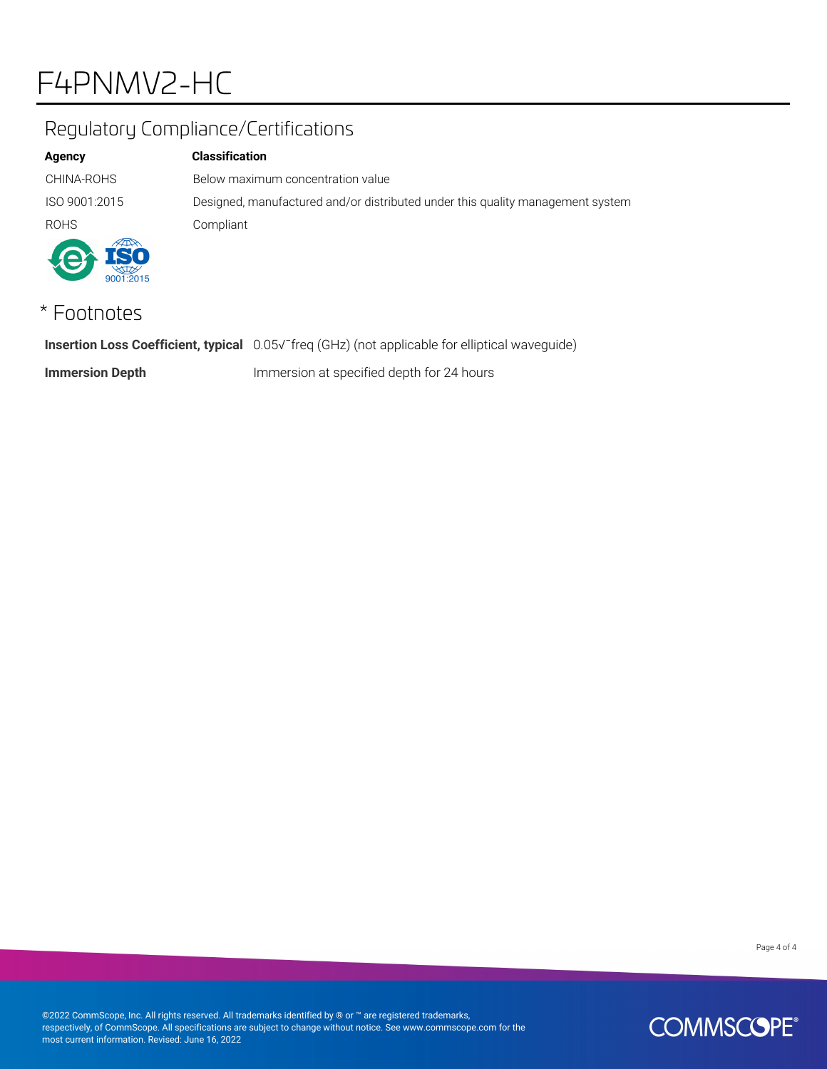# F4PNMV2-HC

## Regulatory Compliance/Certifications

| Agency | Classification |
|---|---|
| CHINA-ROHS | Below maximum concentration value |
| ISO 9001:2015 | Designed, manufactured and/or distributed under this quality management system |
| ROHS | Compliant |

## * Footnotes

| | |
|---|---|
| **Insertion Loss Coefficient, typical** | 0.05√¯freq (GHz) (not applicable for elliptical waveguide) |
| **Immersion Depth** | Immersion at specified depth for 24 hours |

©2022 CommScope, Inc. All rights reserved. All trademarks identified by ® or ™ are registered trademarks, respectively, of CommScope. All specifications are subject to change without notice. See www.commscope.com for the most current information. Revised: June 16, 2022